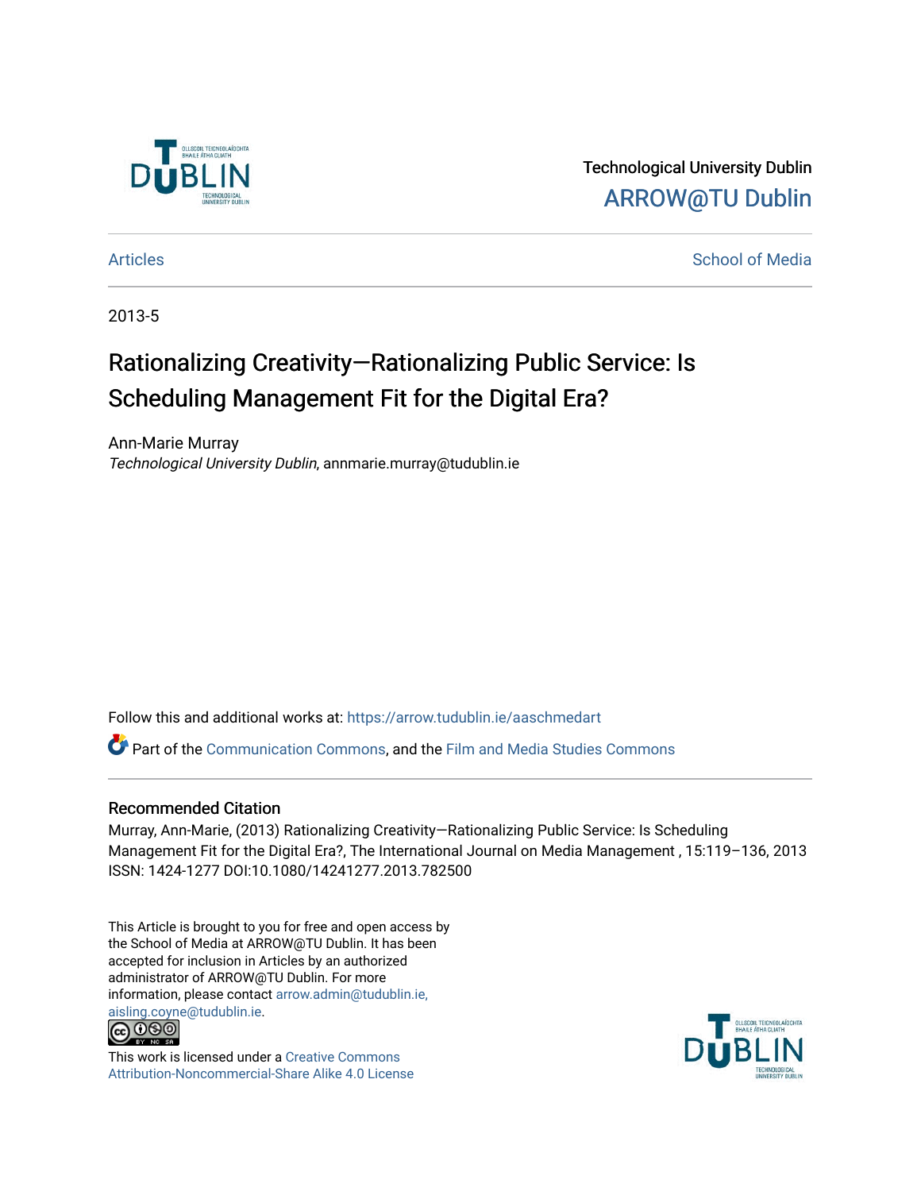Technological University Dublin

ARROW@TU Dublin

Articles

School of Media

2013-5

# Rationalizing Creativity—Rationalizing Public Service: Is Scheduling Management Fit for the Digital Era?

Ann-Marie Murray

*Technological University Dublin*, annmarie.murray@tudublin.ie

Follow this and additional works at: https://arrow.tudublin.ie/aaschmedart

Part of the Communication Commons, and the Film and Media Studies Commons

## Recommended Citation

Murray, Ann-Marie, (2013) Rationalizing Creativity—Rationalizing Public Service: Is Scheduling Management Fit for the Digital Era?, The International Journal on Media Management , 15:119–136, 2013 ISSN: 1424-1277 DOI:10.1080/14241277.2013.782500

This Article is brought to you for free and open access by the School of Media at ARROW@TU Dublin. It has been accepted for inclusion in Articles by an authorized administrator of ARROW@TU Dublin. For more information, please contact arrow.admin@tudublin.ie, aisling.coyne@tudublin.ie.

This work is licensed under a Creative Commons Attribution-Noncommercial-Share Alike 4.0 License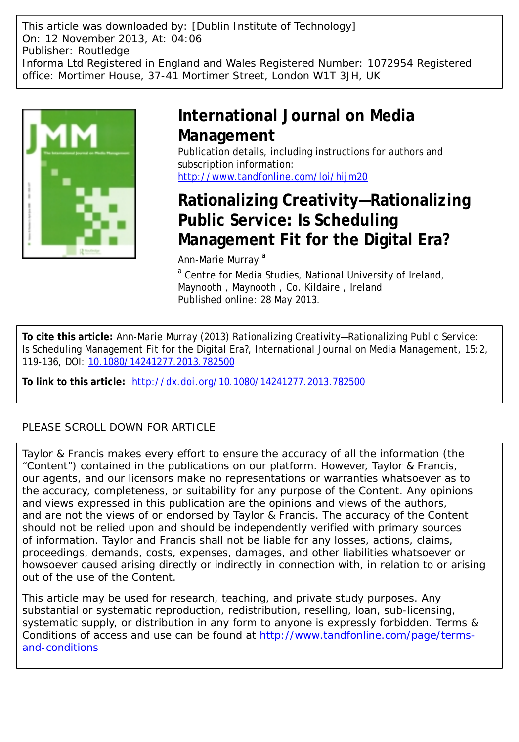This article was downloaded by: [Dublin Institute of Technology]
On: 12 November 2013, At: 04:06
Publisher: Routledge
Informa Ltd Registered in England and Wales Registered Number: 1072954 Registered office: Mortimer House, 37-41 Mortimer Street, London W1T 3JH, UK

# International Journal on Media Management

Publication details, including instructions for authors and subscription information:
http://www.tandfonline.com/loi/hijm20

## Rationalizing Creativity—Rationalizing Public Service: Is Scheduling Management Fit for the Digital Era?

Ann-Marie Murray [a]

[a] Centre for Media Studies, National University of Ireland, Maynooth , Maynooth , Co. Kildaire , Ireland

Published online: 28 May 2013.

**To cite this article:** Ann-Marie Murray (2013) Rationalizing Creativity—Rationalizing Public Service: Is Scheduling Management Fit for the Digital Era?, International Journal on Media Management, 15:2, 119-136, DOI: 10.1080/14241277.2013.782500

**To link to this article:** http://dx.doi.org/10.1080/14241277.2013.782500

PLEASE SCROLL DOWN FOR ARTICLE

Taylor & Francis makes every effort to ensure the accuracy of all the information (the "Content") contained in the publications on our platform. However, Taylor & Francis, our agents, and our licensors make no representations or warranties whatsoever as to the accuracy, completeness, or suitability for any purpose of the Content. Any opinions and views expressed in this publication are the opinions and views of the authors, and are not the views of or endorsed by Taylor & Francis. The accuracy of the Content should not be relied upon and should be independently verified with primary sources of information. Taylor and Francis shall not be liable for any losses, actions, claims, proceedings, demands, costs, expenses, damages, and other liabilities whatsoever or howsoever caused arising directly or indirectly in connection with, in relation to or arising out of the use of the Content.

This article may be used for research, teaching, and private study purposes. Any substantial or systematic reproduction, redistribution, reselling, loan, sub-licensing, systematic supply, or distribution in any form to anyone is expressly forbidden. Terms & Conditions of access and use can be found at http://www.tandfonline.com/page/terms-and-conditions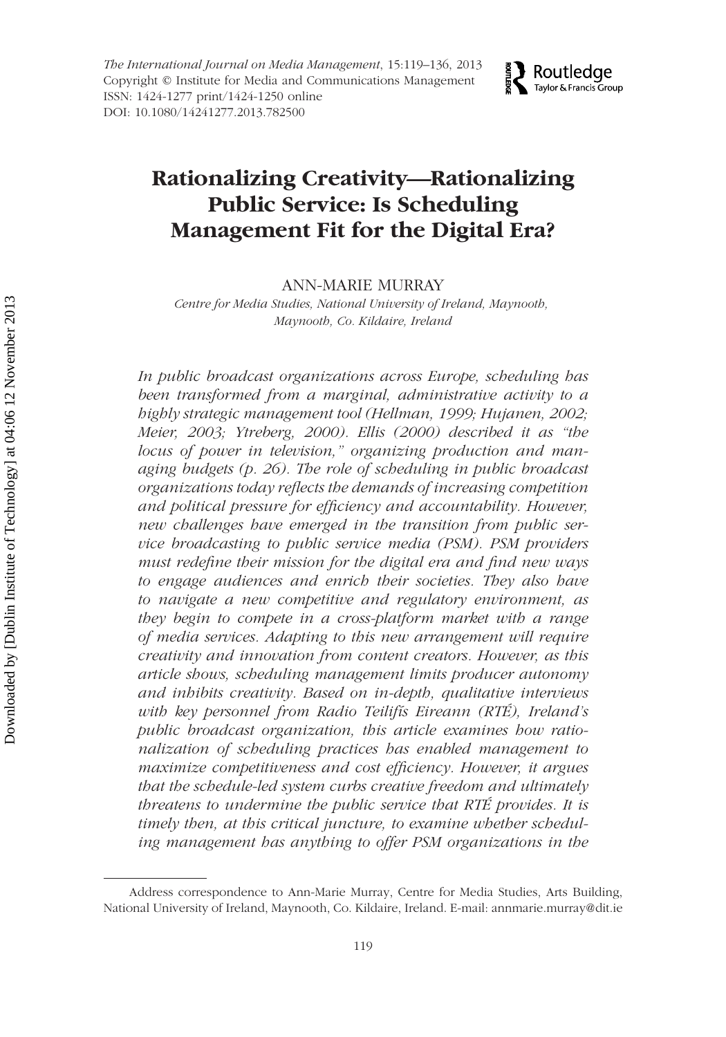# Rationalizing Creativity—Rationalizing Public Service: Is Scheduling Management Fit for the Digital Era?

ANN-MARIE MURRAY

*Centre for Media Studies, National University of Ireland, Maynooth, Maynooth, Co. Kildaire, Ireland*

*In public broadcast organizations across Europe, scheduling has been transformed from a marginal, administrative activity to a highly strategic management tool (Hellman, 1999; Hujanen, 2002; Meier, 2003; Ytreberg, 2000). Ellis (2000) described it as "the locus of power in television," organizing production and managing budgets (p. 26). The role of scheduling in public broadcast organizations today reflects the demands of increasing competition and political pressure for efficiency and accountability. However, new challenges have emerged in the transition from public service broadcasting to public service media (PSM). PSM providers must redefine their mission for the digital era and find new ways to engage audiences and enrich their societies. They also have to navigate a new competitive and regulatory environment, as they begin to compete in a cross-platform market with a range of media services. Adapting to this new arrangement will require creativity and innovation from content creators. However, as this article shows, scheduling management limits producer autonomy and inhibits creativity. Based on in-depth, qualitative interviews with key personnel from Radio Teilifís Eireann (RTÉ), Ireland's public broadcast organization, this article examines how rationalization of scheduling practices has enabled management to maximize competitiveness and cost efficiency. However, it argues that the schedule-led system curbs creative freedom and ultimately threatens to undermine the public service that RTÉ provides. It is timely then, at this critical juncture, to examine whether scheduling management has anything to offer PSM organizations in the*

Address correspondence to Ann-Marie Murray, Centre for Media Studies, Arts Building, National University of Ireland, Maynooth, Co. Kildaire, Ireland. E-mail: annmarie.murray@dit.ie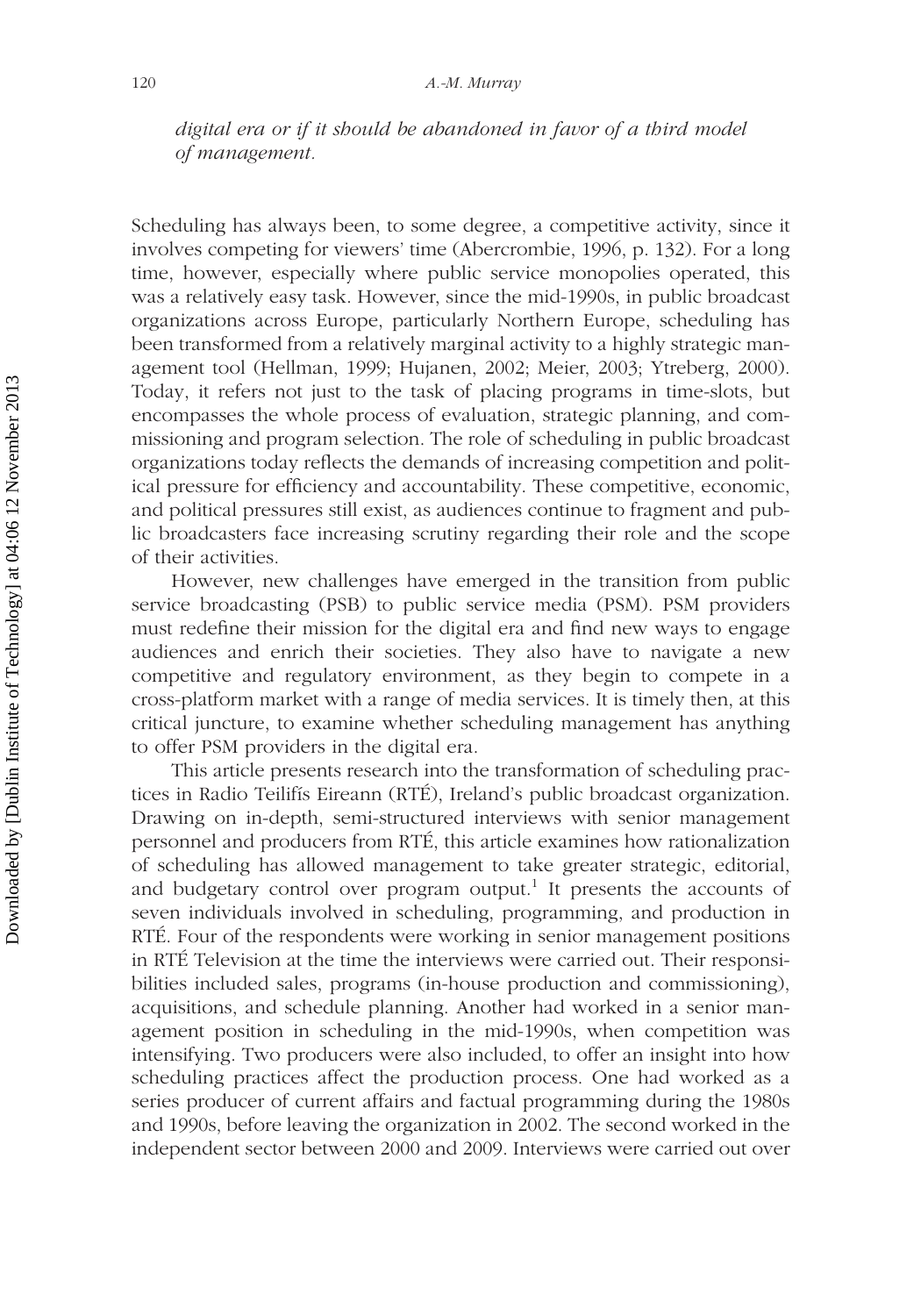*digital era or if it should be abandoned in favor of a third model of management.*

Scheduling has always been, to some degree, a competitive activity, since it involves competing for viewers' time (Abercrombie, 1996, p. 132). For a long time, however, especially where public service monopolies operated, this was a relatively easy task. However, since the mid-1990s, in public broadcast organizations across Europe, particularly Northern Europe, scheduling has been transformed from a relatively marginal activity to a highly strategic management tool (Hellman, 1999; Hujanen, 2002; Meier, 2003; Ytreberg, 2000). Today, it refers not just to the task of placing programs in time-slots, but encompasses the whole process of evaluation, strategic planning, and commissioning and program selection. The role of scheduling in public broadcast organizations today reflects the demands of increasing competition and political pressure for efficiency and accountability. These competitive, economic, and political pressures still exist, as audiences continue to fragment and public broadcasters face increasing scrutiny regarding their role and the scope of their activities.

However, new challenges have emerged in the transition from public service broadcasting (PSB) to public service media (PSM). PSM providers must redefine their mission for the digital era and find new ways to engage audiences and enrich their societies. They also have to navigate a new competitive and regulatory environment, as they begin to compete in a cross-platform market with a range of media services. It is timely then, at this critical juncture, to examine whether scheduling management has anything to offer PSM providers in the digital era.

This article presents research into the transformation of scheduling practices in Radio Teilifís Eireann (RTÉ), Ireland's public broadcast organization. Drawing on in-depth, semi-structured interviews with senior management personnel and producers from RTÉ, this article examines how rationalization of scheduling has allowed management to take greater strategic, editorial, and budgetary control over program output.[1] It presents the accounts of seven individuals involved in scheduling, programming, and production in RTÉ. Four of the respondents were working in senior management positions in RTÉ Television at the time the interviews were carried out. Their responsibilities included sales, programs (in-house production and commissioning), acquisitions, and schedule planning. Another had worked in a senior management position in scheduling in the mid-1990s, when competition was intensifying. Two producers were also included, to offer an insight into how scheduling practices affect the production process. One had worked as a series producer of current affairs and factual programming during the 1980s and 1990s, before leaving the organization in 2002. The second worked in the independent sector between 2000 and 2009. Interviews were carried out over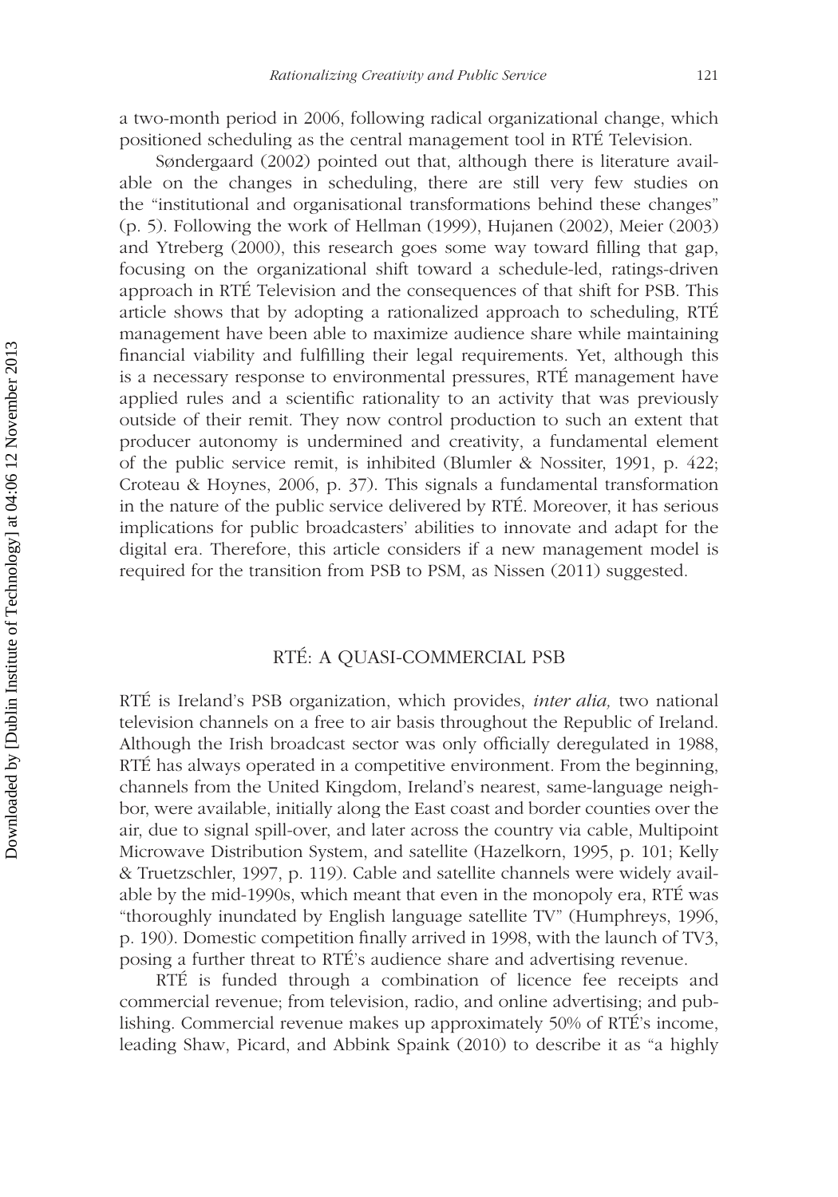a two-month period in 2006, following radical organizational change, which positioned scheduling as the central management tool in RTÉ Television.

Søndergaard (2002) pointed out that, although there is literature available on the changes in scheduling, there are still very few studies on the "institutional and organisational transformations behind these changes" (p. 5). Following the work of Hellman (1999), Hujanen (2002), Meier (2003) and Ytreberg (2000), this research goes some way toward filling that gap, focusing on the organizational shift toward a schedule-led, ratings-driven approach in RTÉ Television and the consequences of that shift for PSB. This article shows that by adopting a rationalized approach to scheduling, RTÉ management have been able to maximize audience share while maintaining financial viability and fulfilling their legal requirements. Yet, although this is a necessary response to environmental pressures, RTÉ management have applied rules and a scientific rationality to an activity that was previously outside of their remit. They now control production to such an extent that producer autonomy is undermined and creativity, a fundamental element of the public service remit, is inhibited (Blumler & Nossiter, 1991, p. 422; Croteau & Hoynes, 2006, p. 37). This signals a fundamental transformation in the nature of the public service delivered by RTÉ. Moreover, it has serious implications for public broadcasters' abilities to innovate and adapt for the digital era. Therefore, this article considers if a new management model is required for the transition from PSB to PSM, as Nissen (2011) suggested.

## RTÉ: A QUASI-COMMERCIAL PSB

RTÉ is Ireland's PSB organization, which provides, *inter alia,* two national television channels on a free to air basis throughout the Republic of Ireland. Although the Irish broadcast sector was only officially deregulated in 1988, RTÉ has always operated in a competitive environment. From the beginning, channels from the United Kingdom, Ireland's nearest, same-language neighbor, were available, initially along the East coast and border counties over the air, due to signal spill-over, and later across the country via cable, Multipoint Microwave Distribution System, and satellite (Hazelkorn, 1995, p. 101; Kelly & Truetzschler, 1997, p. 119). Cable and satellite channels were widely available by the mid-1990s, which meant that even in the monopoly era, RTÉ was "thoroughly inundated by English language satellite TV" (Humphreys, 1996, p. 190). Domestic competition finally arrived in 1998, with the launch of TV3, posing a further threat to RTÉ's audience share and advertising revenue.

RTÉ is funded through a combination of licence fee receipts and commercial revenue; from television, radio, and online advertising; and publishing. Commercial revenue makes up approximately 50% of RTÉ's income, leading Shaw, Picard, and Abbink Spaink (2010) to describe it as "a highly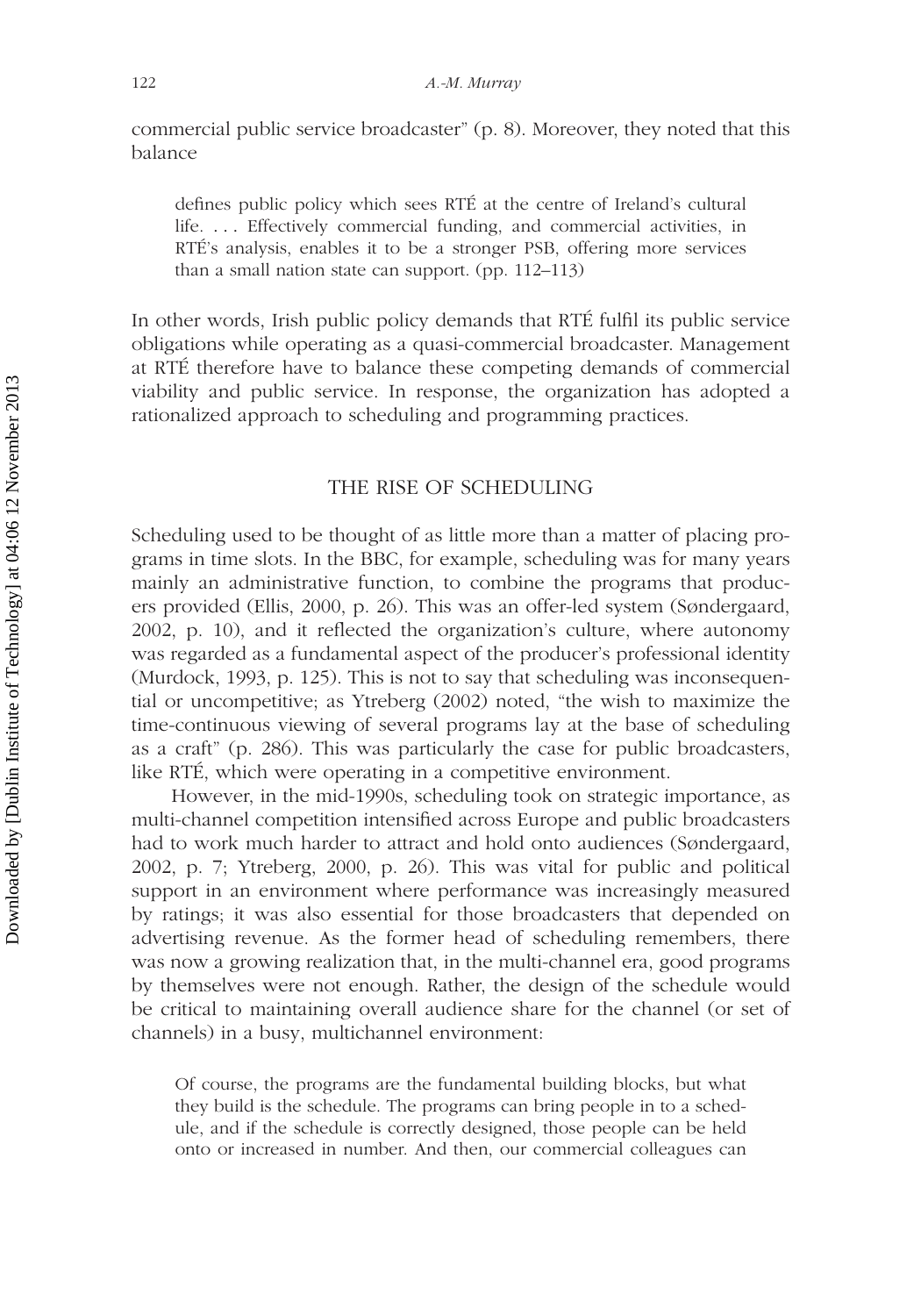commercial public service broadcaster" (p. 8). Moreover, they noted that this balance

> defines public policy which sees RTÉ at the centre of Ireland's cultural life. . . . Effectively commercial funding, and commercial activities, in RTÉ's analysis, enables it to be a stronger PSB, offering more services than a small nation state can support. (pp. 112–113)

In other words, Irish public policy demands that RTÉ fulfil its public service obligations while operating as a quasi-commercial broadcaster. Management at RTÉ therefore have to balance these competing demands of commercial viability and public service. In response, the organization has adopted a rationalized approach to scheduling and programming practices.

## THE RISE OF SCHEDULING

Scheduling used to be thought of as little more than a matter of placing programs in time slots. In the BBC, for example, scheduling was for many years mainly an administrative function, to combine the programs that producers provided (Ellis, 2000, p. 26). This was an offer-led system (Søndergaard, 2002, p. 10), and it reflected the organization's culture, where autonomy was regarded as a fundamental aspect of the producer's professional identity (Murdock, 1993, p. 125). This is not to say that scheduling was inconsequential or uncompetitive; as Ytreberg (2002) noted, "the wish to maximize the time-continuous viewing of several programs lay at the base of scheduling as a craft" (p. 286). This was particularly the case for public broadcasters, like RTÉ, which were operating in a competitive environment.

However, in the mid-1990s, scheduling took on strategic importance, as multi-channel competition intensified across Europe and public broadcasters had to work much harder to attract and hold onto audiences (Søndergaard, 2002, p. 7; Ytreberg, 2000, p. 26). This was vital for public and political support in an environment where performance was increasingly measured by ratings; it was also essential for those broadcasters that depended on advertising revenue. As the former head of scheduling remembers, there was now a growing realization that, in the multi-channel era, good programs by themselves were not enough. Rather, the design of the schedule would be critical to maintaining overall audience share for the channel (or set of channels) in a busy, multichannel environment:

> Of course, the programs are the fundamental building blocks, but what they build is the schedule. The programs can bring people in to a schedule, and if the schedule is correctly designed, those people can be held onto or increased in number. And then, our commercial colleagues can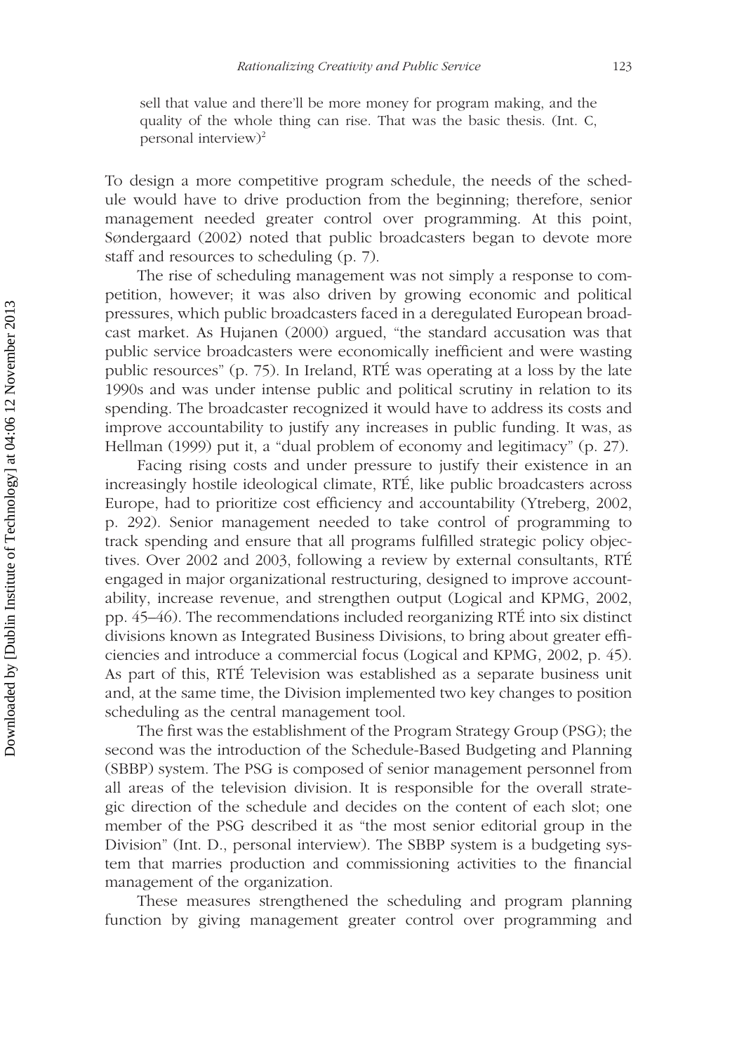> sell that value and there'll be more money for program making, and the quality of the whole thing can rise. That was the basic thesis. (Int. C, personal interview)[2]

To design a more competitive program schedule, the needs of the schedule would have to drive production from the beginning; therefore, senior management needed greater control over programming. At this point, Søndergaard (2002) noted that public broadcasters began to devote more staff and resources to scheduling (p. 7).

The rise of scheduling management was not simply a response to competition, however; it was also driven by growing economic and political pressures, which public broadcasters faced in a deregulated European broadcast market. As Hujanen (2000) argued, "the standard accusation was that public service broadcasters were economically inefficient and were wasting public resources" (p. 75). In Ireland, RTÉ was operating at a loss by the late 1990s and was under intense public and political scrutiny in relation to its spending. The broadcaster recognized it would have to address its costs and improve accountability to justify any increases in public funding. It was, as Hellman (1999) put it, a "dual problem of economy and legitimacy" (p. 27).

Facing rising costs and under pressure to justify their existence in an increasingly hostile ideological climate, RTÉ, like public broadcasters across Europe, had to prioritize cost efficiency and accountability (Ytreberg, 2002, p. 292). Senior management needed to take control of programming to track spending and ensure that all programs fulfilled strategic policy objectives. Over 2002 and 2003, following a review by external consultants, RTÉ engaged in major organizational restructuring, designed to improve accountability, increase revenue, and strengthen output (Logical and KPMG, 2002, pp. 45–46). The recommendations included reorganizing RTÉ into six distinct divisions known as Integrated Business Divisions, to bring about greater efficiencies and introduce a commercial focus (Logical and KPMG, 2002, p. 45). As part of this, RTÉ Television was established as a separate business unit and, at the same time, the Division implemented two key changes to position scheduling as the central management tool.

The first was the establishment of the Program Strategy Group (PSG); the second was the introduction of the Schedule-Based Budgeting and Planning (SBBP) system. The PSG is composed of senior management personnel from all areas of the television division. It is responsible for the overall strategic direction of the schedule and decides on the content of each slot; one member of the PSG described it as "the most senior editorial group in the Division" (Int. D., personal interview). The SBBP system is a budgeting system that marries production and commissioning activities to the financial management of the organization.

These measures strengthened the scheduling and program planning function by giving management greater control over programming and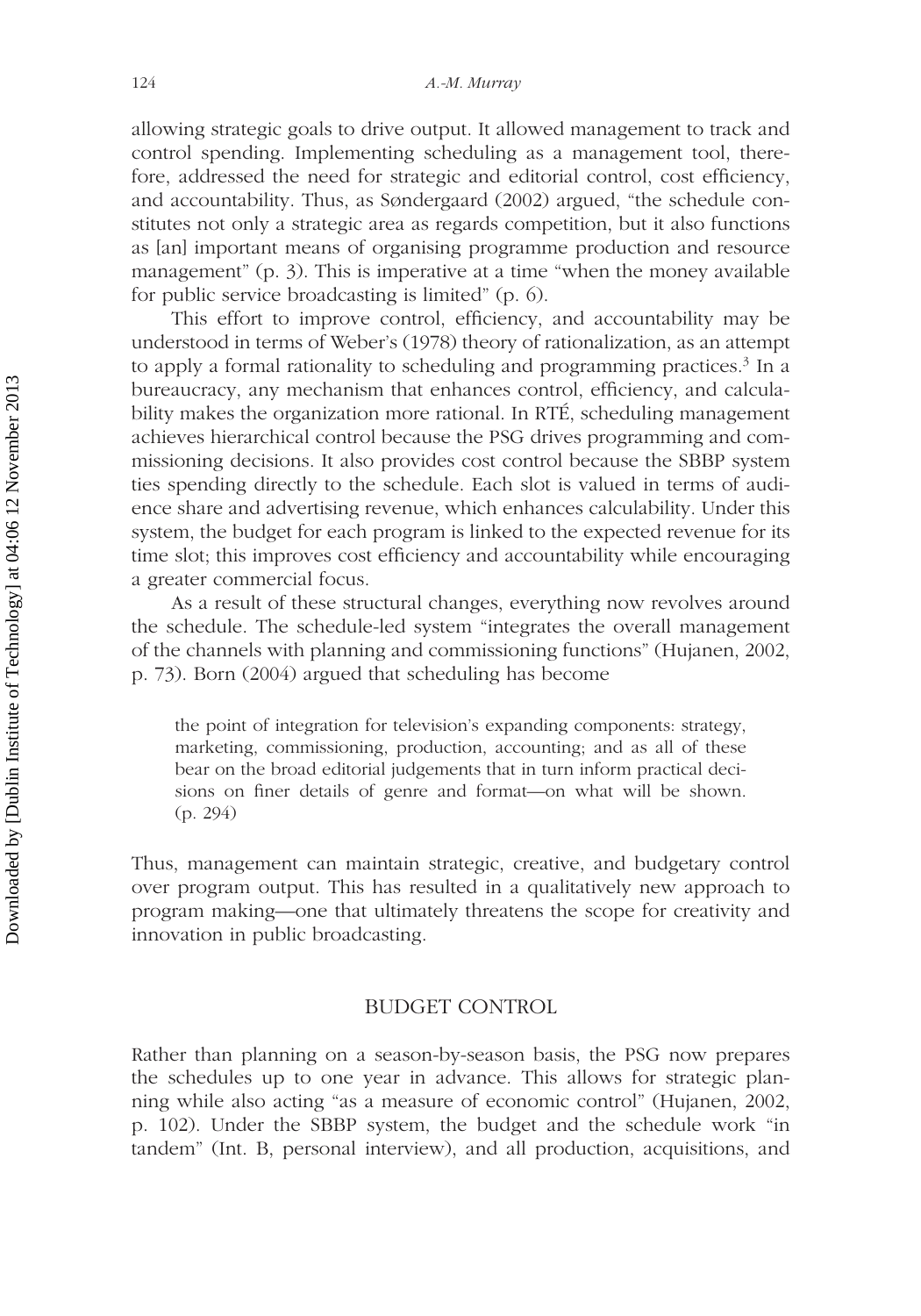allowing strategic goals to drive output. It allowed management to track and control spending. Implementing scheduling as a management tool, therefore, addressed the need for strategic and editorial control, cost efficiency, and accountability. Thus, as Søndergaard (2002) argued, "the schedule constitutes not only a strategic area as regards competition, but it also functions as [an] important means of organising programme production and resource management" (p. 3). This is imperative at a time "when the money available for public service broadcasting is limited" (p. 6).

This effort to improve control, efficiency, and accountability may be understood in terms of Weber's (1978) theory of rationalization, as an attempt to apply a formal rationality to scheduling and programming practices.[3] In a bureaucracy, any mechanism that enhances control, efficiency, and calculability makes the organization more rational. In RTÉ, scheduling management achieves hierarchical control because the PSG drives programming and commissioning decisions. It also provides cost control because the SBBP system ties spending directly to the schedule. Each slot is valued in terms of audience share and advertising revenue, which enhances calculability. Under this system, the budget for each program is linked to the expected revenue for its time slot; this improves cost efficiency and accountability while encouraging a greater commercial focus.

As a result of these structural changes, everything now revolves around the schedule. The schedule-led system "integrates the overall management of the channels with planning and commissioning functions" (Hujanen, 2002, p. 73). Born (2004) argued that scheduling has become

> the point of integration for television's expanding components: strategy, marketing, commissioning, production, accounting; and as all of these bear on the broad editorial judgements that in turn inform practical decisions on finer details of genre and format—on what will be shown. (p. 294)

Thus, management can maintain strategic, creative, and budgetary control over program output. This has resulted in a qualitatively new approach to program making—one that ultimately threatens the scope for creativity and innovation in public broadcasting.

## BUDGET CONTROL

Rather than planning on a season-by-season basis, the PSG now prepares the schedules up to one year in advance. This allows for strategic planning while also acting "as a measure of economic control" (Hujanen, 2002, p. 102). Under the SBBP system, the budget and the schedule work "in tandem" (Int. B, personal interview), and all production, acquisitions, and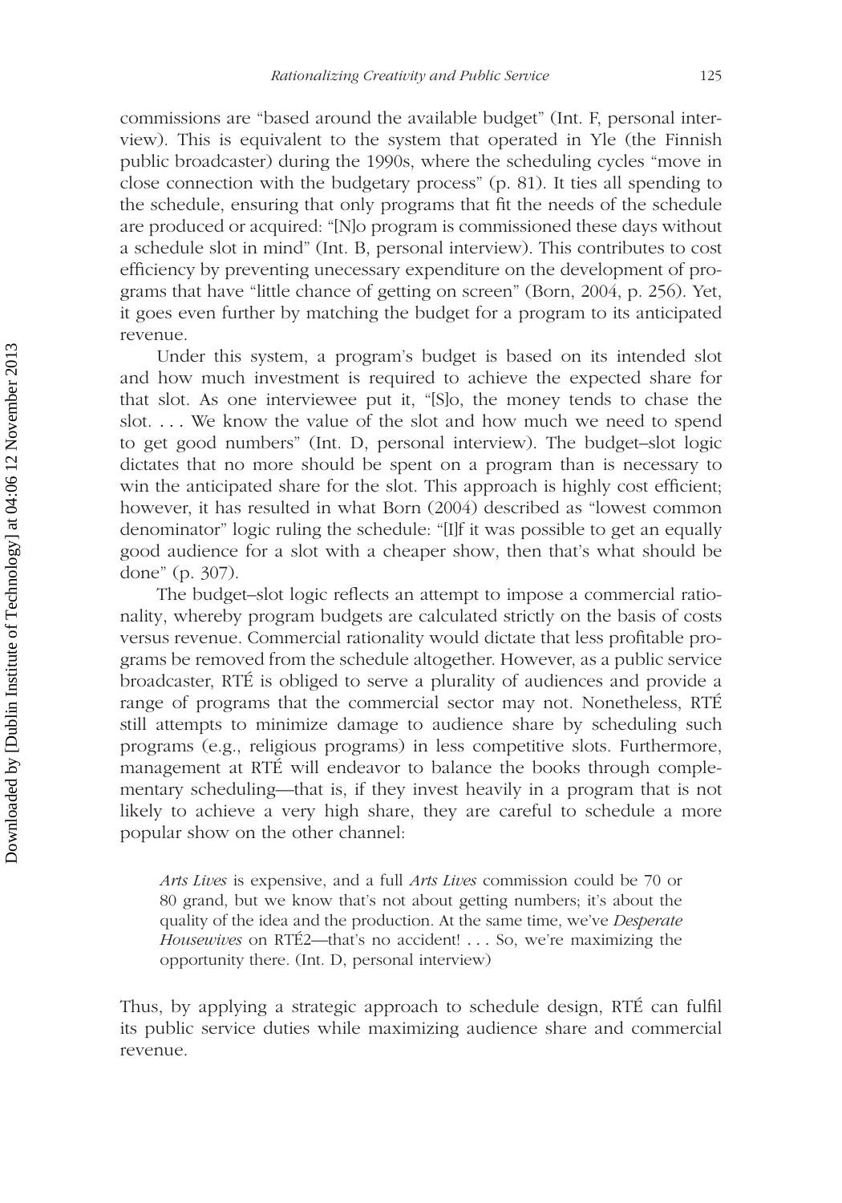commissions are "based around the available budget" (Int. F, personal interview). This is equivalent to the system that operated in Yle (the Finnish public broadcaster) during the 1990s, where the scheduling cycles "move in close connection with the budgetary process" (p. 81). It ties all spending to the schedule, ensuring that only programs that fit the needs of the schedule are produced or acquired: "[N]o program is commissioned these days without a schedule slot in mind" (Int. B, personal interview). This contributes to cost efficiency by preventing unecessary expenditure on the development of programs that have "little chance of getting on screen" (Born, 2004, p. 256). Yet, it goes even further by matching the budget for a program to its anticipated revenue.

Under this system, a program's budget is based on its intended slot and how much investment is required to achieve the expected share for that slot. As one interviewee put it, "[S]o, the money tends to chase the slot. . . . We know the value of the slot and how much we need to spend to get good numbers" (Int. D, personal interview). The budget–slot logic dictates that no more should be spent on a program than is necessary to win the anticipated share for the slot. This approach is highly cost efficient; however, it has resulted in what Born (2004) described as "lowest common denominator" logic ruling the schedule: "[I]f it was possible to get an equally good audience for a slot with a cheaper show, then that's what should be done" (p. 307).

The budget–slot logic reflects an attempt to impose a commercial rationality, whereby program budgets are calculated strictly on the basis of costs versus revenue. Commercial rationality would dictate that less profitable programs be removed from the schedule altogether. However, as a public service broadcaster, RTÉ is obliged to serve a plurality of audiences and provide a range of programs that the commercial sector may not. Nonetheless, RTÉ still attempts to minimize damage to audience share by scheduling such programs (e.g., religious programs) in less competitive slots. Furthermore, management at RTÉ will endeavor to balance the books through complementary scheduling—that is, if they invest heavily in a program that is not likely to achieve a very high share, they are careful to schedule a more popular show on the other channel:

> *Arts Lives* is expensive, and a full *Arts Lives* commission could be 70 or 80 grand, but we know that's not about getting numbers; it's about the quality of the idea and the production. At the same time, we've *Desperate Housewives* on RTÉ2—that's no accident! . . . So, we're maximizing the opportunity there. (Int. D, personal interview)

Thus, by applying a strategic approach to schedule design, RTÉ can fulfil its public service duties while maximizing audience share and commercial revenue.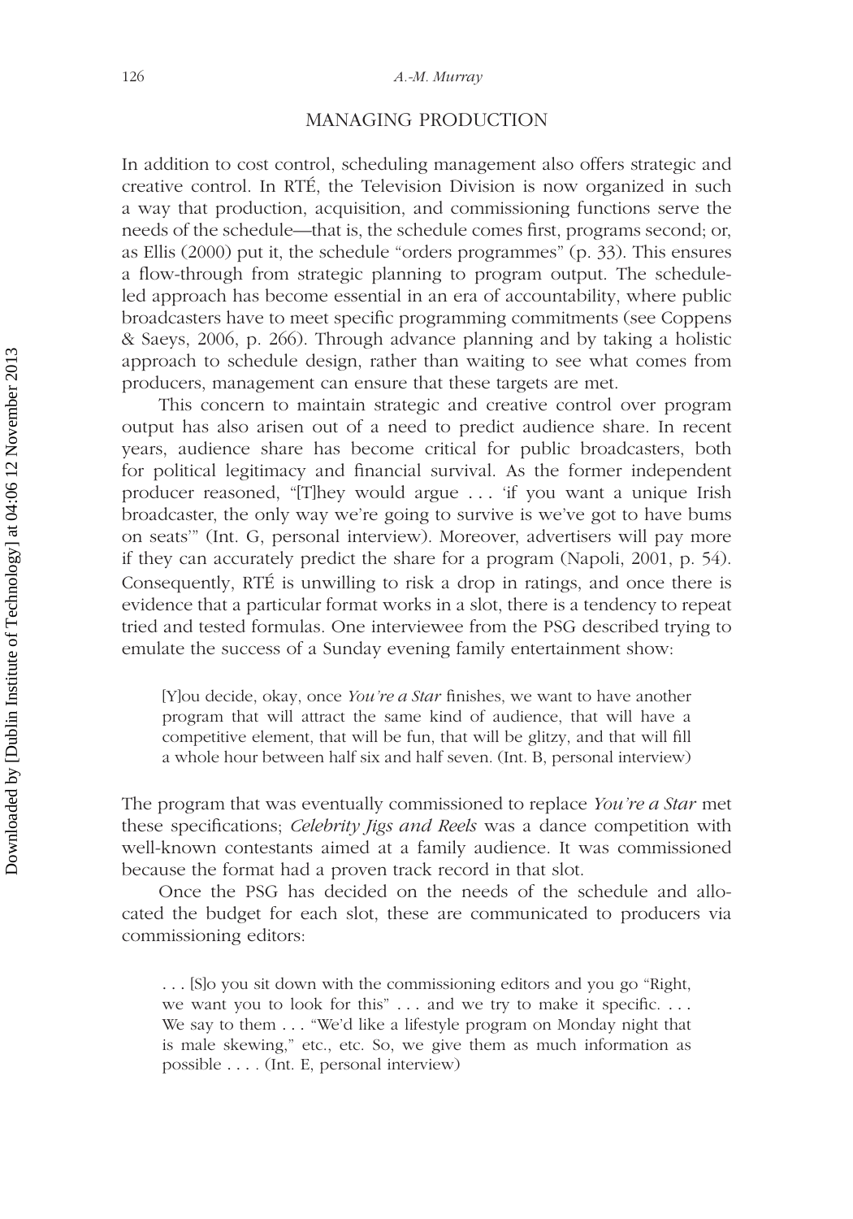## MANAGING PRODUCTION

In addition to cost control, scheduling management also offers strategic and creative control. In RTÉ, the Television Division is now organized in such a way that production, acquisition, and commissioning functions serve the needs of the schedule—that is, the schedule comes first, programs second; or, as Ellis (2000) put it, the schedule "orders programmes" (p. 33). This ensures a flow-through from strategic planning to program output. The schedule-led approach has become essential in an era of accountability, where public broadcasters have to meet specific programming commitments (see Coppens & Saeys, 2006, p. 266). Through advance planning and by taking a holistic approach to schedule design, rather than waiting to see what comes from producers, management can ensure that these targets are met.

This concern to maintain strategic and creative control over program output has also arisen out of a need to predict audience share. In recent years, audience share has become critical for public broadcasters, both for political legitimacy and financial survival. As the former independent producer reasoned, "[T]hey would argue . . . 'if you want a unique Irish broadcaster, the only way we're going to survive is we've got to have bums on seats'" (Int. G, personal interview). Moreover, advertisers will pay more if they can accurately predict the share for a program (Napoli, 2001, p. 54). Consequently, RTÉ is unwilling to risk a drop in ratings, and once there is evidence that a particular format works in a slot, there is a tendency to repeat tried and tested formulas. One interviewee from the PSG described trying to emulate the success of a Sunday evening family entertainment show:

> [Y]ou decide, okay, once *You're a Star* finishes, we want to have another program that will attract the same kind of audience, that will have a competitive element, that will be fun, that will be glitzy, and that will fill a whole hour between half six and half seven. (Int. B, personal interview)

The program that was eventually commissioned to replace *You're a Star* met these specifications; *Celebrity Jigs and Reels* was a dance competition with well-known contestants aimed at a family audience. It was commissioned because the format had a proven track record in that slot.

Once the PSG has decided on the needs of the schedule and allocated the budget for each slot, these are communicated to producers via commissioning editors:

> . . . [S]o you sit down with the commissioning editors and you go "Right, we want you to look for this" . . . and we try to make it specific. . . . We say to them . . . "We'd like a lifestyle program on Monday night that is male skewing," etc., etc. So, we give them as much information as possible . . . . (Int. E, personal interview)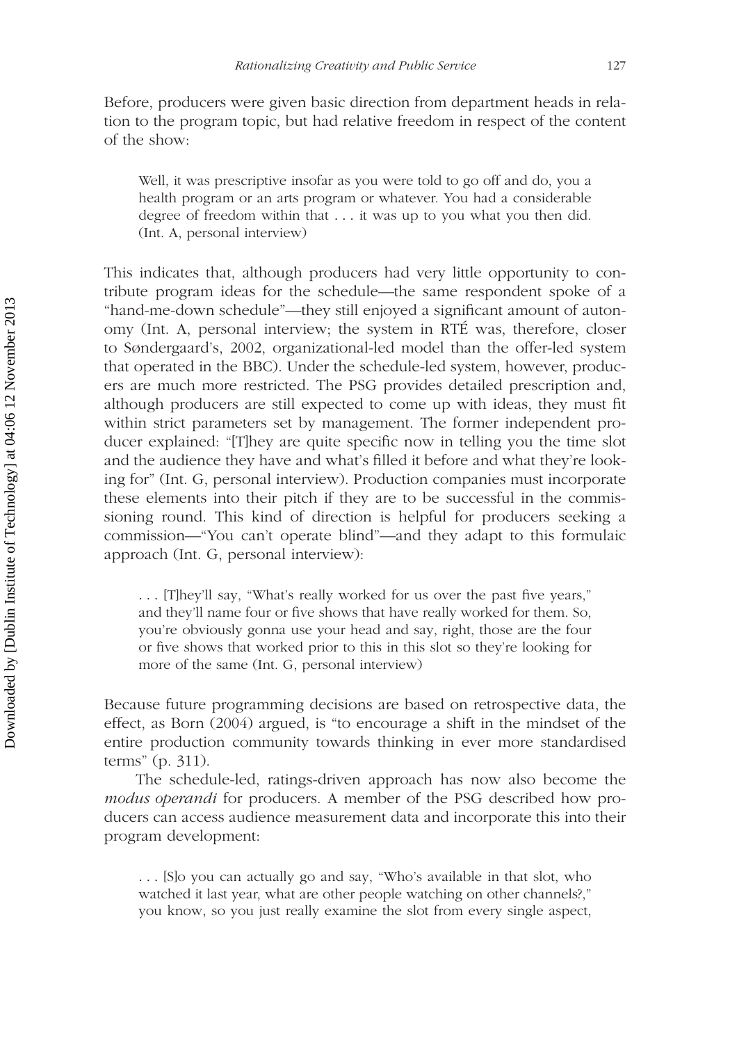Before, producers were given basic direction from department heads in relation to the program topic, but had relative freedom in respect of the content of the show:

> Well, it was prescriptive insofar as you were told to go off and do, you a health program or an arts program or whatever. You had a considerable degree of freedom within that . . . it was up to you what you then did. (Int. A, personal interview)

This indicates that, although producers had very little opportunity to contribute program ideas for the schedule—the same respondent spoke of a "hand-me-down schedule"—they still enjoyed a significant amount of autonomy (Int. A, personal interview; the system in RTÉ was, therefore, closer to Søndergaard's, 2002, organizational-led model than the offer-led system that operated in the BBC). Under the schedule-led system, however, producers are much more restricted. The PSG provides detailed prescription and, although producers are still expected to come up with ideas, they must fit within strict parameters set by management. The former independent producer explained: "[T]hey are quite specific now in telling you the time slot and the audience they have and what's filled it before and what they're looking for" (Int. G, personal interview). Production companies must incorporate these elements into their pitch if they are to be successful in the commissioning round. This kind of direction is helpful for producers seeking a commission—"You can't operate blind"—and they adapt to this formulaic approach (Int. G, personal interview):

> . . . [T]hey'll say, "What's really worked for us over the past five years," and they'll name four or five shows that have really worked for them. So, you're obviously gonna use your head and say, right, those are the four or five shows that worked prior to this in this slot so they're looking for more of the same (Int. G, personal interview)

Because future programming decisions are based on retrospective data, the effect, as Born (2004) argued, is "to encourage a shift in the mindset of the entire production community towards thinking in ever more standardised terms" (p. 311).

The schedule-led, ratings-driven approach has now also become the *modus operandi* for producers. A member of the PSG described how producers can access audience measurement data and incorporate this into their program development:

> . . . [S]o you can actually go and say, "Who's available in that slot, who watched it last year, what are other people watching on other channels?," you know, so you just really examine the slot from every single aspect,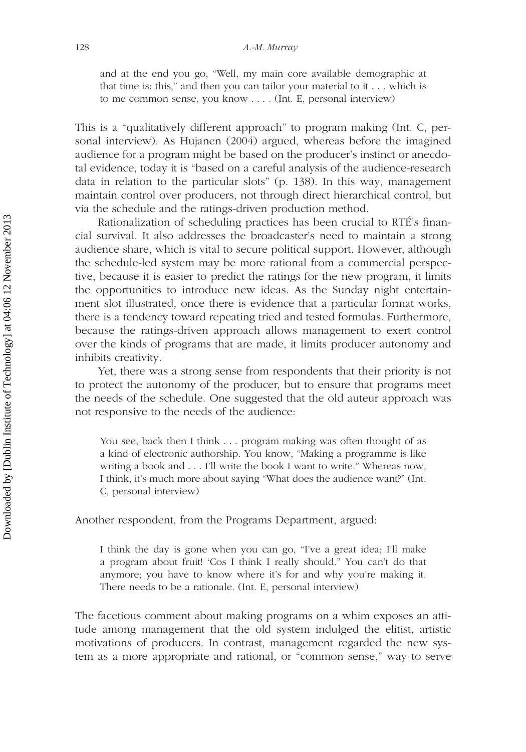> and at the end you go, "Well, my main core available demographic at that time is: this," and then you can tailor your material to it . . . which is to me common sense, you know . . . . (Int. E, personal interview)

This is a "qualitatively different approach" to program making (Int. C, personal interview). As Hujanen (2004) argued, whereas before the imagined audience for a program might be based on the producer's instinct or anecdotal evidence, today it is "based on a careful analysis of the audience-research data in relation to the particular slots" (p. 138). In this way, management maintain control over producers, not through direct hierarchical control, but via the schedule and the ratings-driven production method.

Rationalization of scheduling practices has been crucial to RTÉ's financial survival. It also addresses the broadcaster's need to maintain a strong audience share, which is vital to secure political support. However, although the schedule-led system may be more rational from a commercial perspective, because it is easier to predict the ratings for the new program, it limits the opportunities to introduce new ideas. As the Sunday night entertainment slot illustrated, once there is evidence that a particular format works, there is a tendency toward repeating tried and tested formulas. Furthermore, because the ratings-driven approach allows management to exert control over the kinds of programs that are made, it limits producer autonomy and inhibits creativity.

Yet, there was a strong sense from respondents that their priority is not to protect the autonomy of the producer, but to ensure that programs meet the needs of the schedule. One suggested that the old auteur approach was not responsive to the needs of the audience:

> You see, back then I think . . . program making was often thought of as a kind of electronic authorship. You know, "Making a programme is like writing a book and . . . I'll write the book I want to write." Whereas now, I think, it's much more about saying "What does the audience want?" (Int. C, personal interview)

Another respondent, from the Programs Department, argued:

> I think the day is gone when you can go, "I've a great idea; I'll make a program about fruit! 'Cos I think I really should." You can't do that anymore; you have to know where it's for and why you're making it. There needs to be a rationale. (Int. E, personal interview)

The facetious comment about making programs on a whim exposes an attitude among management that the old system indulged the elitist, artistic motivations of producers. In contrast, management regarded the new system as a more appropriate and rational, or "common sense," way to serve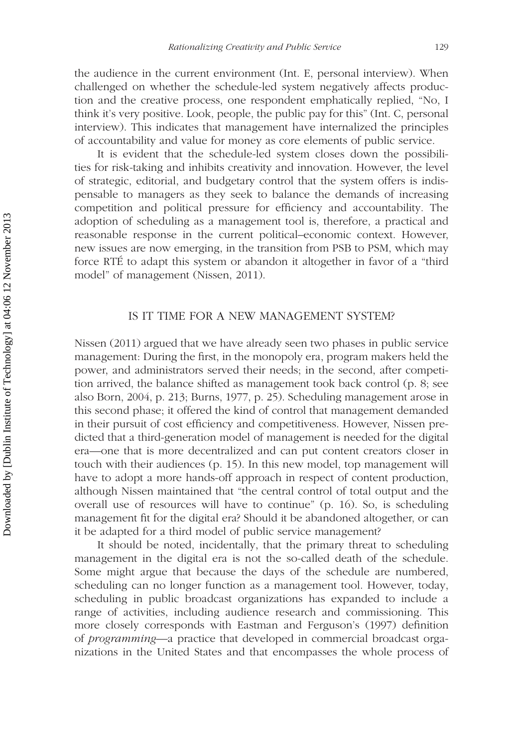the audience in the current environment (Int. E, personal interview). When challenged on whether the schedule-led system negatively affects production and the creative process, one respondent emphatically replied, "No, I think it's very positive. Look, people, the public pay for this" (Int. C, personal interview). This indicates that management have internalized the principles of accountability and value for money as core elements of public service.

It is evident that the schedule-led system closes down the possibilities for risk-taking and inhibits creativity and innovation. However, the level of strategic, editorial, and budgetary control that the system offers is indispensable to managers as they seek to balance the demands of increasing competition and political pressure for efficiency and accountability. The adoption of scheduling as a management tool is, therefore, a practical and reasonable response in the current political–economic context. However, new issues are now emerging, in the transition from PSB to PSM, which may force RTÉ to adapt this system or abandon it altogether in favor of a "third model" of management (Nissen, 2011).

## IS IT TIME FOR A NEW MANAGEMENT SYSTEM?

Nissen (2011) argued that we have already seen two phases in public service management: During the first, in the monopoly era, program makers held the power, and administrators served their needs; in the second, after competition arrived, the balance shifted as management took back control (p. 8; see also Born, 2004, p. 213; Burns, 1977, p. 25). Scheduling management arose in this second phase; it offered the kind of control that management demanded in their pursuit of cost efficiency and competitiveness. However, Nissen predicted that a third-generation model of management is needed for the digital era—one that is more decentralized and can put content creators closer in touch with their audiences (p. 15). In this new model, top management will have to adopt a more hands-off approach in respect of content production, although Nissen maintained that "the central control of total output and the overall use of resources will have to continue" (p. 16). So, is scheduling management fit for the digital era? Should it be abandoned altogether, or can it be adapted for a third model of public service management?

It should be noted, incidentally, that the primary threat to scheduling management in the digital era is not the so-called death of the schedule. Some might argue that because the days of the schedule are numbered, scheduling can no longer function as a management tool. However, today, scheduling in public broadcast organizations has expanded to include a range of activities, including audience research and commissioning. This more closely corresponds with Eastman and Ferguson's (1997) definition of *programming*—a practice that developed in commercial broadcast organizations in the United States and that encompasses the whole process of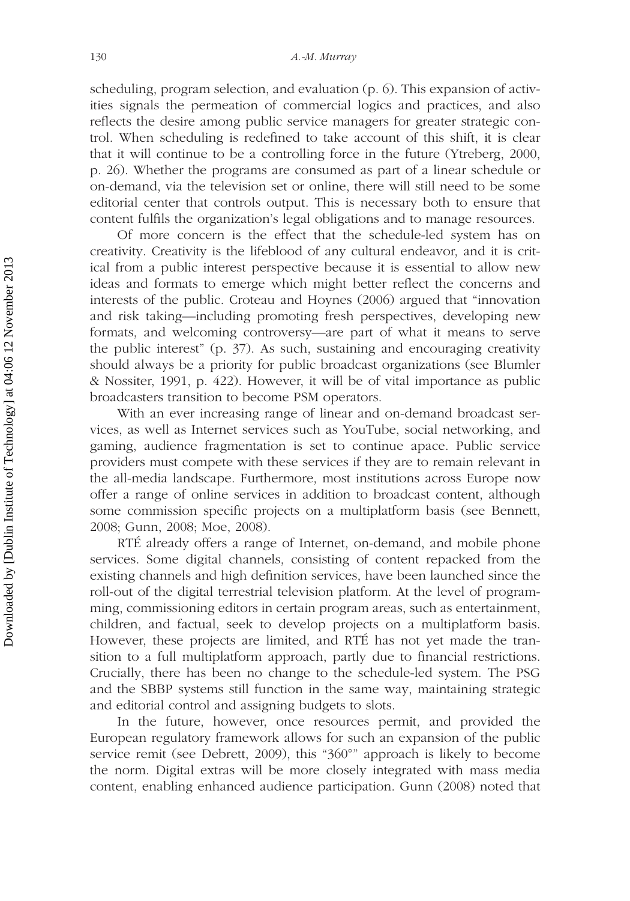scheduling, program selection, and evaluation (p. 6). This expansion of activities signals the permeation of commercial logics and practices, and also reflects the desire among public service managers for greater strategic control. When scheduling is redefined to take account of this shift, it is clear that it will continue to be a controlling force in the future (Ytreberg, 2000, p. 26). Whether the programs are consumed as part of a linear schedule or on-demand, via the television set or online, there will still need to be some editorial center that controls output. This is necessary both to ensure that content fulfils the organization's legal obligations and to manage resources.

Of more concern is the effect that the schedule-led system has on creativity. Creativity is the lifeblood of any cultural endeavor, and it is critical from a public interest perspective because it is essential to allow new ideas and formats to emerge which might better reflect the concerns and interests of the public. Croteau and Hoynes (2006) argued that "innovation and risk taking—including promoting fresh perspectives, developing new formats, and welcoming controversy—are part of what it means to serve the public interest" (p. 37). As such, sustaining and encouraging creativity should always be a priority for public broadcast organizations (see Blumler & Nossiter, 1991, p. 422). However, it will be of vital importance as public broadcasters transition to become PSM operators.

With an ever increasing range of linear and on-demand broadcast services, as well as Internet services such as YouTube, social networking, and gaming, audience fragmentation is set to continue apace. Public service providers must compete with these services if they are to remain relevant in the all-media landscape. Furthermore, most institutions across Europe now offer a range of online services in addition to broadcast content, although some commission specific projects on a multiplatform basis (see Bennett, 2008; Gunn, 2008; Moe, 2008).

RTÉ already offers a range of Internet, on-demand, and mobile phone services. Some digital channels, consisting of content repacked from the existing channels and high definition services, have been launched since the roll-out of the digital terrestrial television platform. At the level of programming, commissioning editors in certain program areas, such as entertainment, children, and factual, seek to develop projects on a multiplatform basis. However, these projects are limited, and RTÉ has not yet made the transition to a full multiplatform approach, partly due to financial restrictions. Crucially, there has been no change to the schedule-led system. The PSG and the SBBP systems still function in the same way, maintaining strategic and editorial control and assigning budgets to slots.

In the future, however, once resources permit, and provided the European regulatory framework allows for such an expansion of the public service remit (see Debrett, 2009), this "360°" approach is likely to become the norm. Digital extras will be more closely integrated with mass media content, enabling enhanced audience participation. Gunn (2008) noted that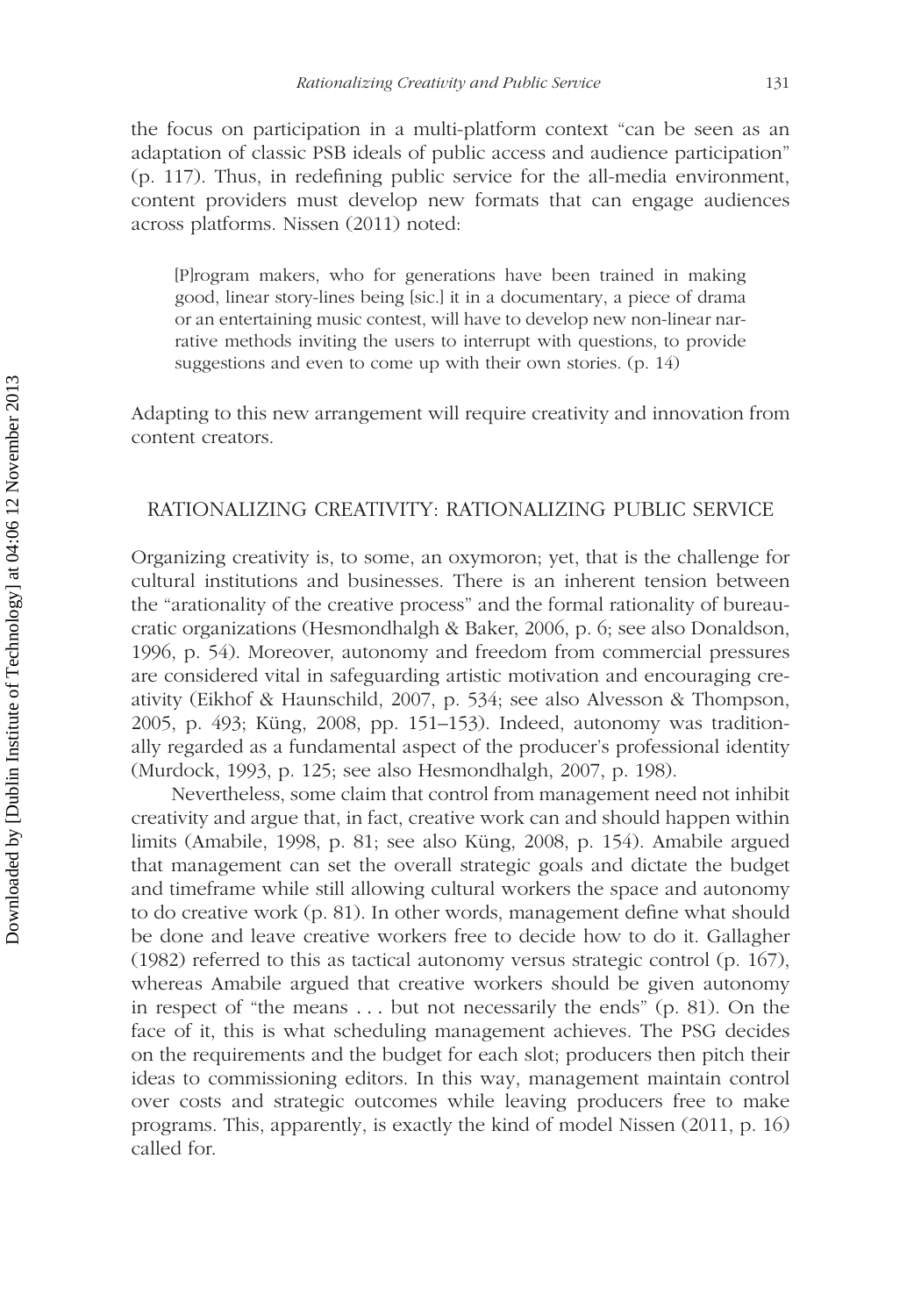the focus on participation in a multi-platform context "can be seen as an adaptation of classic PSB ideals of public access and audience participation" (p. 117). Thus, in redefining public service for the all-media environment, content providers must develop new formats that can engage audiences across platforms. Nissen (2011) noted:

> [P]rogram makers, who for generations have been trained in making good, linear story-lines being [sic.] it in a documentary, a piece of drama or an entertaining music contest, will have to develop new non-linear narrative methods inviting the users to interrupt with questions, to provide suggestions and even to come up with their own stories. (p. 14)

Adapting to this new arrangement will require creativity and innovation from content creators.

## RATIONALIZING CREATIVITY: RATIONALIZING PUBLIC SERVICE

Organizing creativity is, to some, an oxymoron; yet, that is the challenge for cultural institutions and businesses. There is an inherent tension between the "arationality of the creative process" and the formal rationality of bureaucratic organizations (Hesmondhalgh & Baker, 2006, p. 6; see also Donaldson, 1996, p. 54). Moreover, autonomy and freedom from commercial pressures are considered vital in safeguarding artistic motivation and encouraging creativity (Eikhof & Haunschild, 2007, p. 534; see also Alvesson & Thompson, 2005, p. 493; Küng, 2008, pp. 151–153). Indeed, autonomy was traditionally regarded as a fundamental aspect of the producer's professional identity (Murdock, 1993, p. 125; see also Hesmondhalgh, 2007, p. 198).

Nevertheless, some claim that control from management need not inhibit creativity and argue that, in fact, creative work can and should happen within limits (Amabile, 1998, p. 81; see also Küng, 2008, p. 154). Amabile argued that management can set the overall strategic goals and dictate the budget and timeframe while still allowing cultural workers the space and autonomy to do creative work (p. 81). In other words, management define what should be done and leave creative workers free to decide how to do it. Gallagher (1982) referred to this as tactical autonomy versus strategic control (p. 167), whereas Amabile argued that creative workers should be given autonomy in respect of "the means . . . but not necessarily the ends" (p. 81). On the face of it, this is what scheduling management achieves. The PSG decides on the requirements and the budget for each slot; producers then pitch their ideas to commissioning editors. In this way, management maintain control over costs and strategic outcomes while leaving producers free to make programs. This, apparently, is exactly the kind of model Nissen (2011, p. 16) called for.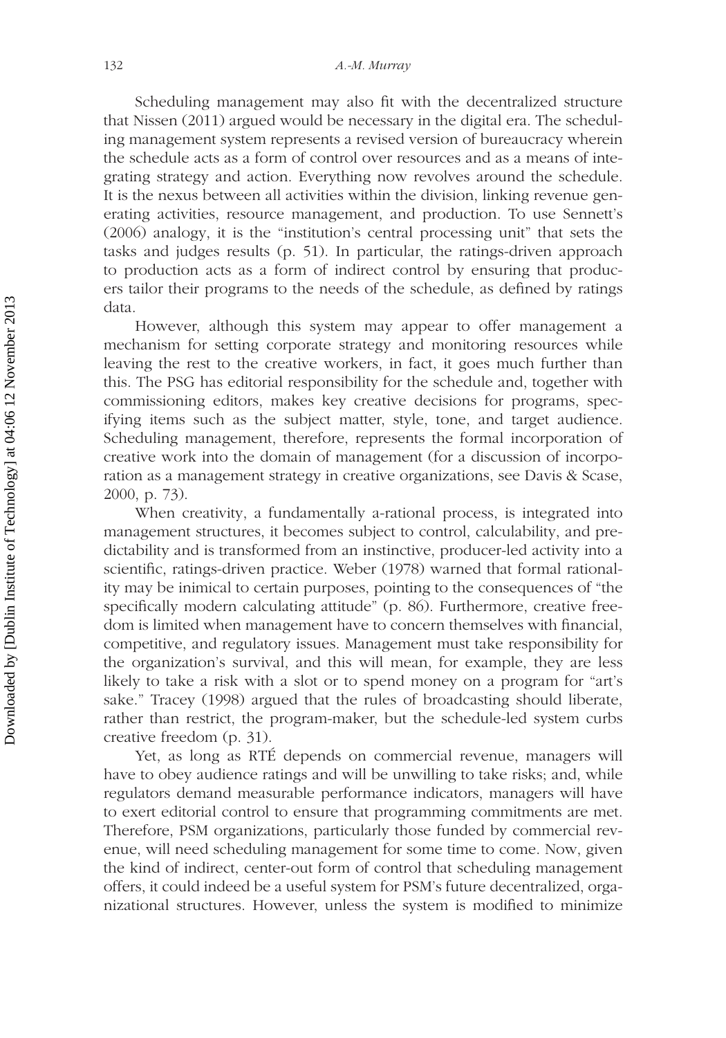Scheduling management may also fit with the decentralized structure that Nissen (2011) argued would be necessary in the digital era. The scheduling management system represents a revised version of bureaucracy wherein the schedule acts as a form of control over resources and as a means of integrating strategy and action. Everything now revolves around the schedule. It is the nexus between all activities within the division, linking revenue generating activities, resource management, and production. To use Sennett's (2006) analogy, it is the "institution's central processing unit" that sets the tasks and judges results (p. 51). In particular, the ratings-driven approach to production acts as a form of indirect control by ensuring that producers tailor their programs to the needs of the schedule, as defined by ratings data.

However, although this system may appear to offer management a mechanism for setting corporate strategy and monitoring resources while leaving the rest to the creative workers, in fact, it goes much further than this. The PSG has editorial responsibility for the schedule and, together with commissioning editors, makes key creative decisions for programs, specifying items such as the subject matter, style, tone, and target audience. Scheduling management, therefore, represents the formal incorporation of creative work into the domain of management (for a discussion of incorporation as a management strategy in creative organizations, see Davis & Scase, 2000, p. 73).

When creativity, a fundamentally a-rational process, is integrated into management structures, it becomes subject to control, calculability, and predictability and is transformed from an instinctive, producer-led activity into a scientific, ratings-driven practice. Weber (1978) warned that formal rationality may be inimical to certain purposes, pointing to the consequences of "the specifically modern calculating attitude" (p. 86). Furthermore, creative freedom is limited when management have to concern themselves with financial, competitive, and regulatory issues. Management must take responsibility for the organization's survival, and this will mean, for example, they are less likely to take a risk with a slot or to spend money on a program for "art's sake." Tracey (1998) argued that the rules of broadcasting should liberate, rather than restrict, the program-maker, but the schedule-led system curbs creative freedom (p. 31).

Yet, as long as RTÉ depends on commercial revenue, managers will have to obey audience ratings and will be unwilling to take risks; and, while regulators demand measurable performance indicators, managers will have to exert editorial control to ensure that programming commitments are met. Therefore, PSM organizations, particularly those funded by commercial revenue, will need scheduling management for some time to come. Now, given the kind of indirect, center-out form of control that scheduling management offers, it could indeed be a useful system for PSM's future decentralized, organizational structures. However, unless the system is modified to minimize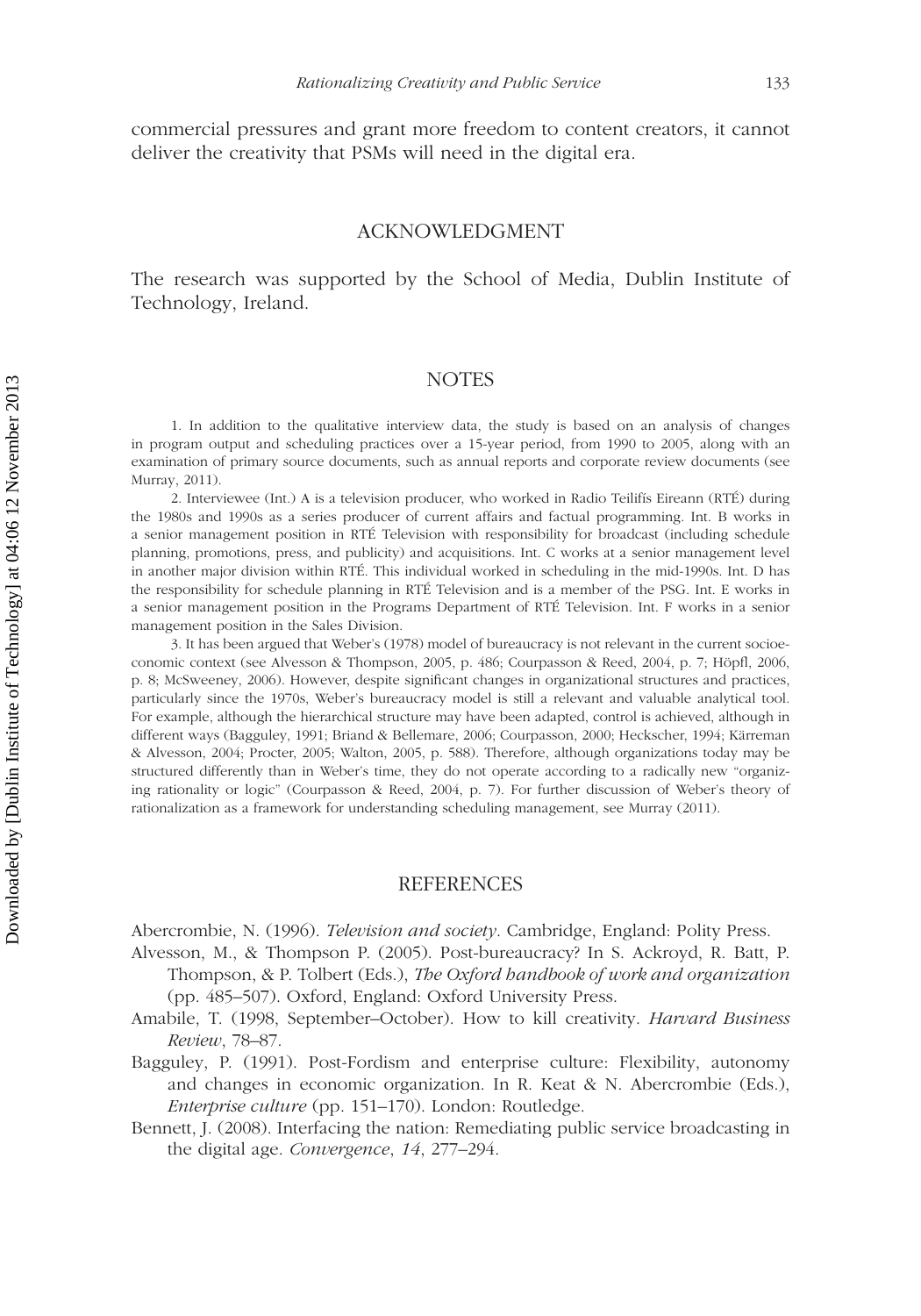commercial pressures and grant more freedom to content creators, it cannot deliver the creativity that PSMs will need in the digital era.

## ACKNOWLEDGMENT

The research was supported by the School of Media, Dublin Institute of Technology, Ireland.

## NOTES

1. In addition to the qualitative interview data, the study is based on an analysis of changes in program output and scheduling practices over a 15-year period, from 1990 to 2005, along with an examination of primary source documents, such as annual reports and corporate review documents (see Murray, 2011).

2. Interviewee (Int.) A is a television producer, who worked in Radio Teilifís Eireann (RTÉ) during the 1980s and 1990s as a series producer of current affairs and factual programming. Int. B works in a senior management position in RTÉ Television with responsibility for broadcast (including schedule planning, promotions, press, and publicity) and acquisitions. Int. C works at a senior management level in another major division within RTÉ. This individual worked in scheduling in the mid-1990s. Int. D has the responsibility for schedule planning in RTÉ Television and is a member of the PSG. Int. E works in a senior management position in the Programs Department of RTÉ Television. Int. F works in a senior management position in the Sales Division.

3. It has been argued that Weber's (1978) model of bureaucracy is not relevant in the current socioeconomic context (see Alvesson & Thompson, 2005, p. 486; Courpasson & Reed, 2004, p. 7; Höpfl, 2006, p. 8; McSweeney, 2006). However, despite significant changes in organizational structures and practices, particularly since the 1970s, Weber's bureaucracy model is still a relevant and valuable analytical tool. For example, although the hierarchical structure may have been adapted, control is achieved, although in different ways (Bagguley, 1991; Briand & Bellemare, 2006; Courpasson, 2000; Heckscher, 1994; Kärreman & Alvesson, 2004; Procter, 2005; Walton, 2005, p. 588). Therefore, although organizations today may be structured differently than in Weber's time, they do not operate according to a radically new "organizing rationality or logic" (Courpasson & Reed, 2004, p. 7). For further discussion of Weber's theory of rationalization as a framework for understanding scheduling management, see Murray (2011).

## REFERENCES

Abercrombie, N. (1996). *Television and society*. Cambridge, England: Polity Press.

Alvesson, M., & Thompson P. (2005). Post-bureaucracy? In S. Ackroyd, R. Batt, P. Thompson, & P. Tolbert (Eds.), *The Oxford handbook of work and organization* (pp. 485–507). Oxford, England: Oxford University Press.

Amabile, T. (1998, September–October). How to kill creativity. *Harvard Business Review*, 78–87.

Bagguley, P. (1991). Post-Fordism and enterprise culture: Flexibility, autonomy and changes in economic organization. In R. Keat & N. Abercrombie (Eds.), *Enterprise culture* (pp. 151–170). London: Routledge.

Bennett, J. (2008). Interfacing the nation: Remediating public service broadcasting in the digital age. *Convergence*, *14*, 277–294.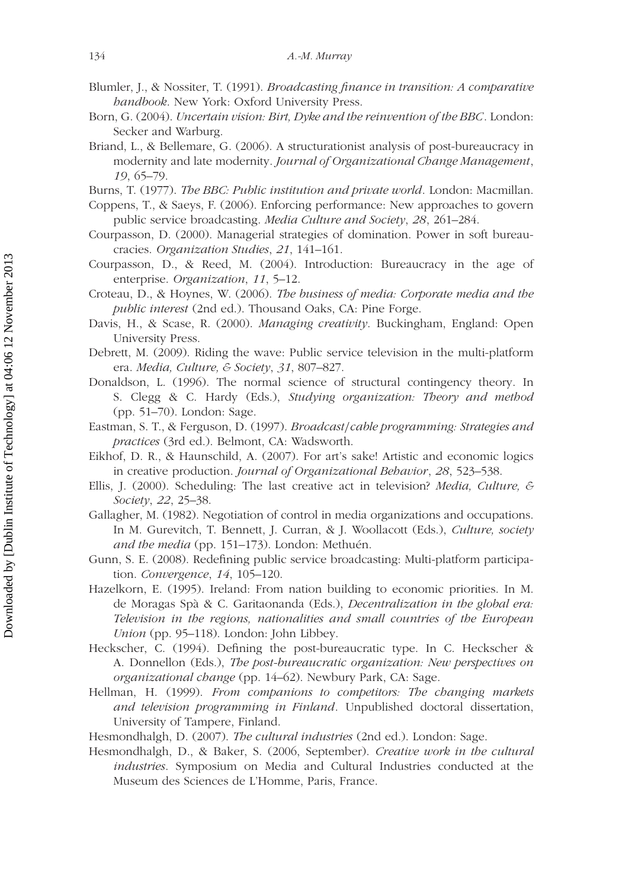Blumler, J., & Nossiter, T. (1991). *Broadcasting finance in transition: A comparative handbook*. New York: Oxford University Press.

Born, G. (2004). *Uncertain vision: Birt, Dyke and the reinvention of the BBC*. London: Secker and Warburg.

Briand, L., & Bellemare, G. (2006). A structurationist analysis of post-bureaucracy in modernity and late modernity. *Journal of Organizational Change Management*, *19*, 65–79.

Burns, T. (1977). *The BBC: Public institution and private world*. London: Macmillan.

Coppens, T., & Saeys, F. (2006). Enforcing performance: New approaches to govern public service broadcasting. *Media Culture and Society*, *28*, 261–284.

Courpasson, D. (2000). Managerial strategies of domination. Power in soft bureaucracies. *Organization Studies*, *21*, 141–161.

Courpasson, D., & Reed, M. (2004). Introduction: Bureaucracy in the age of enterprise. *Organization*, *11*, 5–12.

Croteau, D., & Hoynes, W. (2006). *The business of media: Corporate media and the public interest* (2nd ed.). Thousand Oaks, CA: Pine Forge.

Davis, H., & Scase, R. (2000). *Managing creativity*. Buckingham, England: Open University Press.

Debrett, M. (2009). Riding the wave: Public service television in the multi-platform era. *Media, Culture, & Society*, *31*, 807–827.

Donaldson, L. (1996). The normal science of structural contingency theory. In S. Clegg & C. Hardy (Eds.), *Studying organization: Theory and method* (pp. 51–70). London: Sage.

Eastman, S. T., & Ferguson, D. (1997). *Broadcast/cable programming: Strategies and practices* (3rd ed.). Belmont, CA: Wadsworth.

Eikhof, D. R., & Haunschild, A. (2007). For art's sake! Artistic and economic logics in creative production. *Journal of Organizational Behavior*, *28*, 523–538.

Ellis, J. (2000). Scheduling: The last creative act in television? *Media, Culture, & Society*, *22*, 25–38.

Gallagher, M. (1982). Negotiation of control in media organizations and occupations. In M. Gurevitch, T. Bennett, J. Curran, & J. Woollacott (Eds.), *Culture, society and the media* (pp. 151–173). London: Methuén.

Gunn, S. E. (2008). Redefining public service broadcasting: Multi-platform participation. *Convergence*, *14*, 105–120.

Hazelkorn, E. (1995). Ireland: From nation building to economic priorities. In M. de Moragas Spà & C. Garitaonanda (Eds.), *Decentralization in the global era: Television in the regions, nationalities and small countries of the European Union* (pp. 95–118). London: John Libbey.

Heckscher, C. (1994). Defining the post-bureaucratic type. In C. Heckscher & A. Donnellon (Eds.), *The post-bureaucratic organization: New perspectives on organizational change* (pp. 14–62). Newbury Park, CA: Sage.

Hellman, H. (1999). *From companions to competitors: The changing markets and television programming in Finland*. Unpublished doctoral dissertation, University of Tampere, Finland.

Hesmondhalgh, D. (2007). *The cultural industries* (2nd ed.). London: Sage.

Hesmondhalgh, D., & Baker, S. (2006, September). *Creative work in the cultural industries*. Symposium on Media and Cultural Industries conducted at the Museum des Sciences de L'Homme, Paris, France.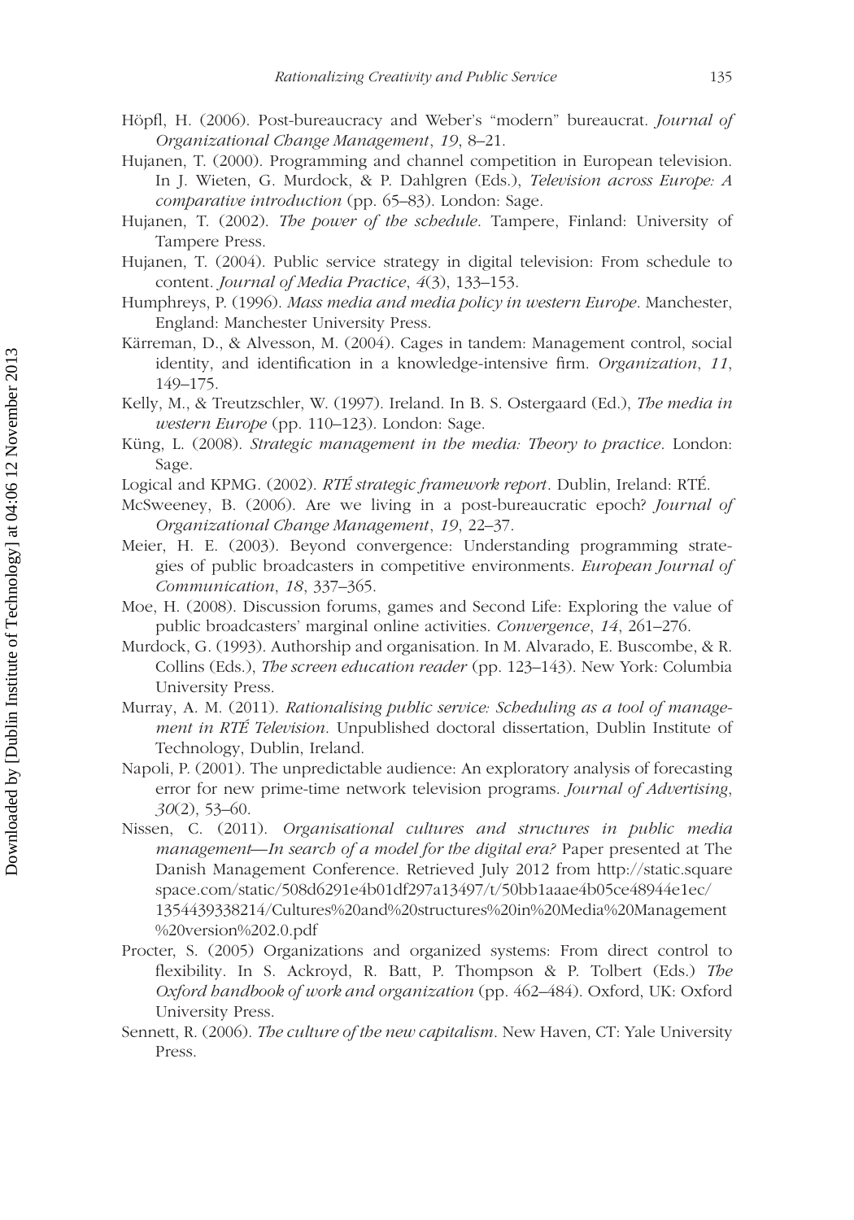Höpfl, H. (2006). Post-bureaucracy and Weber's "modern" bureaucrat. *Journal of Organizational Change Management*, *19*, 8–21.

Hujanen, T. (2000). Programming and channel competition in European television. In J. Wieten, G. Murdock, & P. Dahlgren (Eds.), *Television across Europe: A comparative introduction* (pp. 65–83). London: Sage.

Hujanen, T. (2002). *The power of the schedule*. Tampere, Finland: University of Tampere Press.

Hujanen, T. (2004). Public service strategy in digital television: From schedule to content. *Journal of Media Practice*, *4*(3), 133–153.

Humphreys, P. (1996). *Mass media and media policy in western Europe*. Manchester, England: Manchester University Press.

Kärreman, D., & Alvesson, M. (2004). Cages in tandem: Management control, social identity, and identification in a knowledge-intensive firm. *Organization*, *11*, 149–175.

Kelly, M., & Treutzschler, W. (1997). Ireland. In B. S. Ostergaard (Ed.), *The media in western Europe* (pp. 110–123). London: Sage.

Küng, L. (2008). *Strategic management in the media: Theory to practice*. London: Sage.

Logical and KPMG. (2002). *RTÉ strategic framework report*. Dublin, Ireland: RTÉ.

McSweeney, B. (2006). Are we living in a post-bureaucratic epoch? *Journal of Organizational Change Management*, *19*, 22–37.

Meier, H. E. (2003). Beyond convergence: Understanding programming strategies of public broadcasters in competitive environments. *European Journal of Communication*, *18*, 337–365.

Moe, H. (2008). Discussion forums, games and Second Life: Exploring the value of public broadcasters' marginal online activities. *Convergence*, *14*, 261–276.

Murdock, G. (1993). Authorship and organisation. In M. Alvarado, E. Buscombe, & R. Collins (Eds.), *The screen education reader* (pp. 123–143). New York: Columbia University Press.

Murray, A. M. (2011). *Rationalising public service: Scheduling as a tool of management in RTÉ Television*. Unpublished doctoral dissertation, Dublin Institute of Technology, Dublin, Ireland.

Napoli, P. (2001). The unpredictable audience: An exploratory analysis of forecasting error for new prime-time network television programs. *Journal of Advertising*, *30*(2), 53–60.

Nissen, C. (2011). *Organisational cultures and structures in public media management—In search of a model for the digital era?* Paper presented at The Danish Management Conference. Retrieved July 2012 from http://static.squarespace.com/static/508d6291e4b01df297a13497/t/50bb1aaae4b05ce48944e1ec/1354439338214/Cultures%20and%20structures%20in%20Media%20Management%20version%202.0.pdf

Procter, S. (2005) Organizations and organized systems: From direct control to flexibility. In S. Ackroyd, R. Batt, P. Thompson & P. Tolbert (Eds.) *The Oxford handbook of work and organization* (pp. 462–484). Oxford, UK: Oxford University Press.

Sennett, R. (2006). *The culture of the new capitalism*. New Haven, CT: Yale University Press.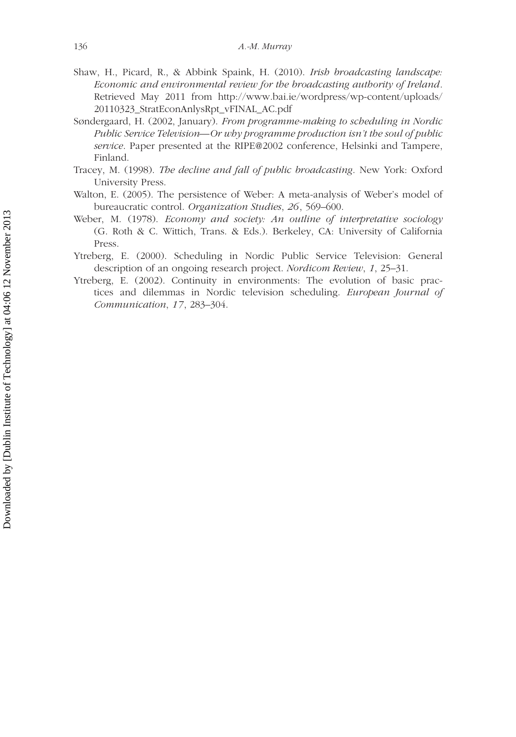Shaw, H., Picard, R., & Abbink Spaink, H. (2010). *Irish broadcasting landscape: Economic and environmental review for the broadcasting authority of Ireland*. Retrieved May 2011 from http://www.bai.ie/wordpress/wp-content/uploads/20110323_StratEconAnlysRpt_vFINAL_AC.pdf

Søndergaard, H. (2002, January). *From programme-making to scheduling in Nordic Public Service Television—Or why programme production isn't the soul of public service*. Paper presented at the RIPE@2002 conference, Helsinki and Tampere, Finland.

Tracey, M. (1998). *The decline and fall of public broadcasting*. New York: Oxford University Press.

Walton, E. (2005). The persistence of Weber: A meta-analysis of Weber's model of bureaucratic control. *Organization Studies*, *26*, 569–600.

Weber, M. (1978). *Economy and society: An outline of interpretative sociology* (G. Roth & C. Wittich, Trans. & Eds.). Berkeley, CA: University of California Press.

Ytreberg, E. (2000). Scheduling in Nordic Public Service Television: General description of an ongoing research project. *Nordicom Review*, *1*, 25–31.

Ytreberg, E. (2002). Continuity in environments: The evolution of basic practices and dilemmas in Nordic television scheduling. *European Journal of Communication*, *17*, 283–304.